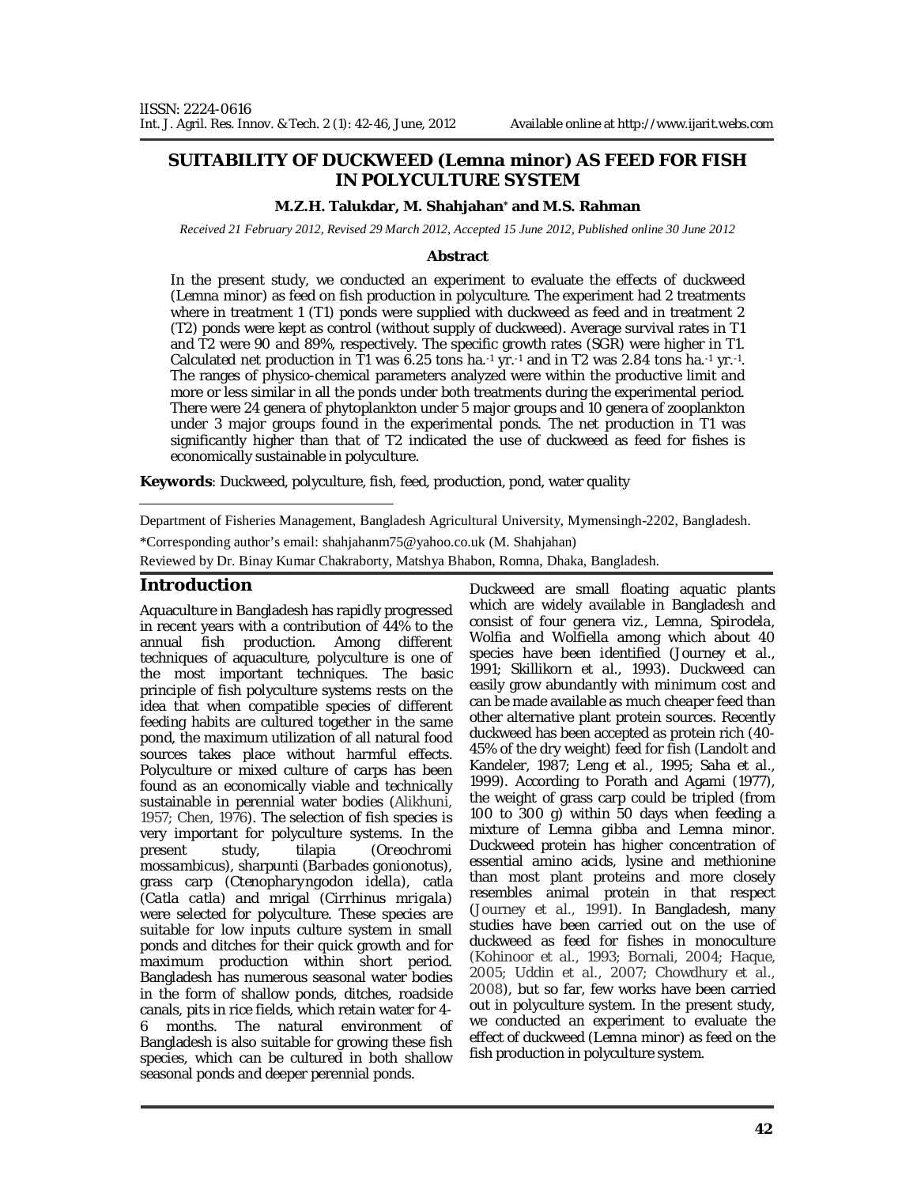# SUITABILITY OF DUCKWEED (Lemna minor) AS FEED FOR FISH IN POLYCULTURE SYSTEM

**M.Z.H. Talukdar, M. Shahjahan* and M.S. Rahman**

*Received 21 February 2012, Revised 29 March 2012, Accepted 15 June 2012, Published online 30 June 2012*

## Abstract

In the present study, we conducted an experiment to evaluate the effects of duckweed (Lemna minor) as feed on fish production in polyculture. The experiment had 2 treatments where in treatment 1 (T1) ponds were supplied with duckweed as feed and in treatment 2 (T2) ponds were kept as control (without supply of duckweed). Average survival rates in T1 and T2 were 90 and 89%, respectively. The specific growth rates (SGR) were higher in T1. Calculated net production in T1 was 6.25 tons ha.$^{-1}$ yr.$^{-1}$ and in T2 was 2.84 tons ha.$^{-1}$ yr.$^{-1}$. The ranges of physico-chemical parameters analyzed were within the productive limit and more or less similar in all the ponds under both treatments during the experimental period. There were 24 genera of phytoplankton under 5 major groups and 10 genera of zooplankton under 3 major groups found in the experimental ponds. The net production in T1 was significantly higher than that of T2 indicated the use of duckweed as feed for fishes is economically sustainable in polyculture.

**Keywords**: Duckweed, polyculture, fish, feed, production, pond, water quality

Department of Fisheries Management, Bangladesh Agricultural University, Mymensingh-2202, Bangladesh.

*Corresponding author's email: shahjahanm75@yahoo.co.uk (M. Shahjahan)

Reviewed by Dr. Binay Kumar Chakraborty, Matshya Bhabon, Romna, Dhaka, Bangladesh.

## Introduction

Aquaculture in Bangladesh has rapidly progressed in recent years with a contribution of 44% to the annual fish production. Among different techniques of aquaculture, polyculture is one of the most important techniques. The basic principle of fish polyculture systems rests on the idea that when compatible species of different feeding habits are cultured together in the same pond, the maximum utilization of all natural food sources takes place without harmful effects. Polyculture or mixed culture of carps has been found as an economically viable and technically sustainable in perennial water bodies (Alikhuni, 1957; Chen, 1976). The selection of fish species is very important for polyculture systems. In the present study, tilapia (*Oreochromi mossambicus*), sharpunti (*Barbades gonionotus*), grass carp (*Ctenopharyngodon idella*), catla (*Catla catla*) and mrigal (*Cirrhinus mrigala*) were selected for polyculture. These species are suitable for low inputs culture system in small ponds and ditches for their quick growth and for maximum production within short period. Bangladesh has numerous seasonal water bodies in the form of shallow ponds, ditches, roadside canals, pits in rice fields, which retain water for 4-6 months. The natural environment of Bangladesh is also suitable for growing these fish species, which can be cultured in both shallow seasonal ponds and deeper perennial ponds.

Duckweed are small floating aquatic plants which are widely available in Bangladesh and consist of four genera viz., Lemna, *Spirodela*, Wolfia and Wolfiella among which about 40 species have been identified (Journey et al., 1991; Skillikorn et al., 1993). Duckweed can easily grow abundantly with minimum cost and can be made available as much cheaper feed than other alternative plant protein sources. Recently duckweed has been accepted as protein rich (40-45% of the dry weight) feed for fish (Landolt and Kandeler, 1987; Leng et al., 1995; Saha et al., 1999). According to Porath and Agami (1977), the weight of grass carp could be tripled (from 100 to 300 g) within 50 days when feeding a mixture of Lemna gibba and Lemna minor. Duckweed protein has higher concentration of essential amino acids, lysine and methionine than most plant proteins and more closely resembles animal protein in that respect (Journey et al., 1991). In Bangladesh, many studies have been carried out on the use of duckweed as feed for fishes in monoculture (Kohinoor et al., 1993; Bornali, 2004; Haque, 2005; Uddin et al., 2007; Chowdhury et al., 2008), but so far, few works have been carried out in polyculture system. In the present study, we conducted an experiment to evaluate the effect of duckweed (Lemna minor) as feed on the fish production in polyculture system.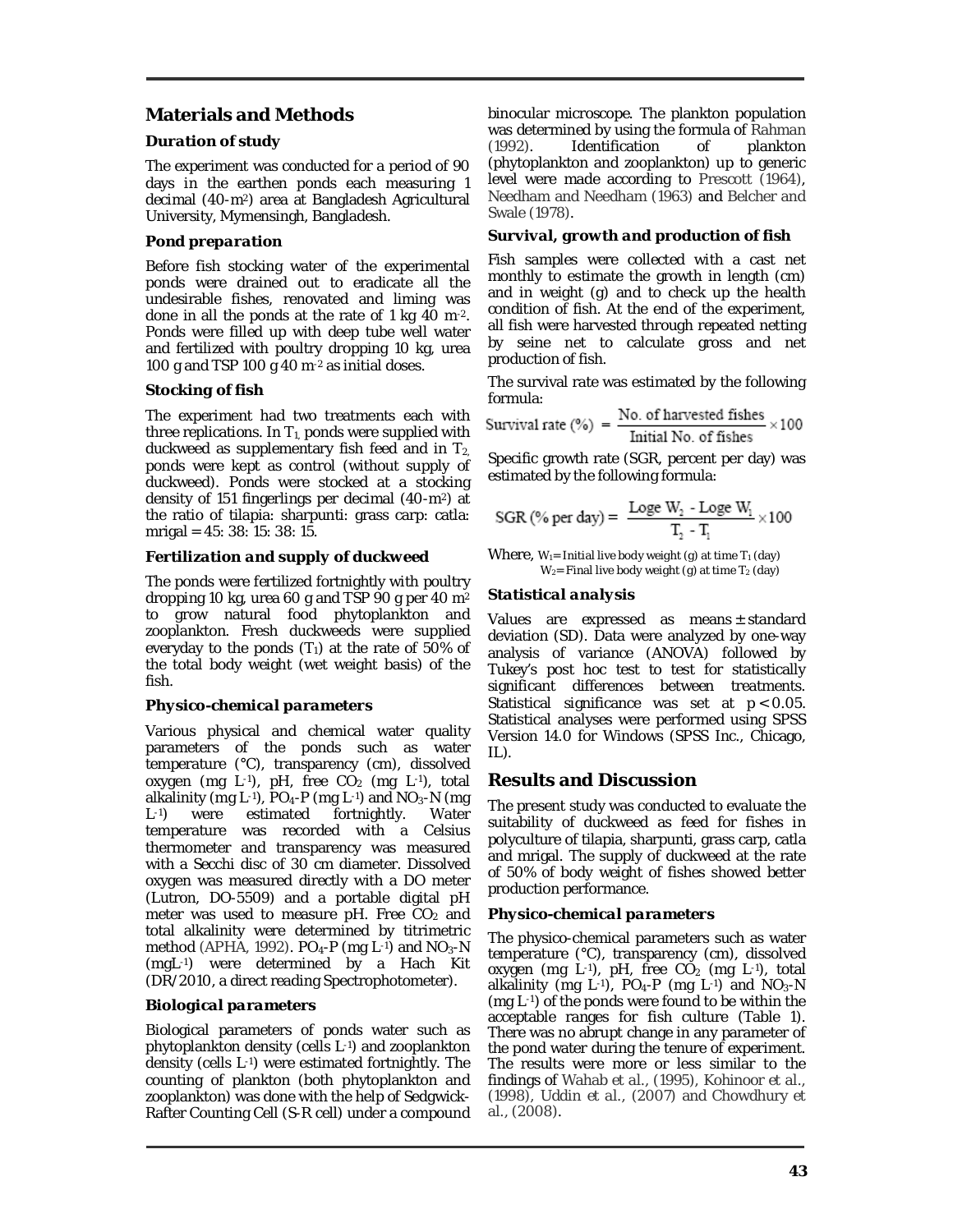## Materials and Methods

### Duration of study

The experiment was conducted for a period of 90 days in the earthen ponds each measuring 1 decimal (40-$m^2$) area at Bangladesh Agricultural University, Mymensingh, Bangladesh.

### Pond preparation

Before fish stocking water of the experimental ponds were drained out to eradicate all the undesirable fishes, renovated and liming was done in all the ponds at the rate of 1 kg 40 $m^{-2}$. Ponds were filled up with deep tube well water and fertilized with poultry dropping 10 kg, urea 100 g and TSP 100 g 40 $m^{-2}$ as initial doses.

### Stocking of fish

The experiment had two treatments each with three replications. In $T_1$, ponds were supplied with duckweed as supplementary fish feed and in $T_2$, ponds were kept as control (without supply of duckweed). Ponds were stocked at a stocking density of 151 fingerlings per decimal (40-$m^2$) at the ratio of tilapia: sharpunti: grass carp: catla: mrigal = 45: 38: 15: 38: 15.

### Fertilization and supply of duckweed

The ponds were fertilized fortnightly with poultry dropping 10 kg, urea 60 g and TSP 90 g per 40 $m^2$ to grow natural food phytoplankton and zooplankton. Fresh duckweeds were supplied everyday to the ponds ($T_1$) at the rate of 50% of the total body weight (wet weight basis) of the fish.

### Physico-chemical parameters

Various physical and chemical water quality parameters of the ponds such as water temperature (°C), transparency (cm), dissolved oxygen (mg $L^{-1}$), pH, free $CO_2$ (mg $L^{-1}$), total alkalinity (mg $L^{-1}$), $PO_4$-P (mg $L^{-1}$) and $NO_3$-N (mg $L^{-1}$) were estimated fortnightly. Water temperature was recorded with a Celsius thermometer and transparency was measured with a Secchi disc of 30 cm diameter. Dissolved oxygen was measured directly with a DO meter (Lutron, DO-5509) and a portable digital pH meter was used to measure pH. Free $CO_2$ and total alkalinity were determined by titrimetric method (APHA, 1992). $PO_4$-P (mg $L^{-1}$) and $NO_3$-N (mg$L^{-1}$) were determined by a Hach Kit (DR/2010, a direct reading Spectrophotometer).

### Biological parameters

Biological parameters of ponds water such as phytoplankton density (cells $L^{-1}$) and zooplankton density (cells $L^{-1}$) were estimated fortnightly. The counting of plankton (both phytoplankton and zooplankton) was done with the help of Sedgwick-Rafter Counting Cell (S-R cell) under a compound binocular microscope. The plankton population was determined by using the formula of Rahman (1992). Identification of plankton (phytoplankton and zooplankton) up to generic level were made according to Prescott (1964), Needham and Needham (1963) and Belcher and Swale (1978).

### Survival, growth and production of fish

Fish samples were collected with a cast net monthly to estimate the growth in length (cm) and in weight (g) and to check up the health condition of fish. At the end of the experiment, all fish were harvested through repeated netting by seine net to calculate gross and net production of fish.

The survival rate was estimated by the following formula:

$$\text{Survival rate (\%)} = \frac{\text{No. of harvested fishes}}{\text{Initial No. of fishes}} \times 100$$

Specific growth rate (SGR, percent per day) was estimated by the following formula:

$$\text{SGR (\% per day)} = \frac{\text{Loge } W_2 - \text{Loge } W_1}{T_2 - T_1} \times 100$$

Where, $W_1$= Initial live body weight (g) at time $T_1$ (day)
$W_2$= Final live body weight (g) at time $T_2$ (day)

### Statistical analysis

Values are expressed as means ± standard deviation (SD). Data were analyzed by one-way analysis of variance (ANOVA) followed by Tukey's post hoc test to test for statistically significant differences between treatments. Statistical significance was set at $p < 0.05$. Statistical analyses were performed using SPSS Version 14.0 for Windows (SPSS Inc., Chicago, IL).

## Results and Discussion

The present study was conducted to evaluate the suitability of duckweed as feed for fishes in polyculture of tilapia, sharpunti, grass carp, catla and mrigal. The supply of duckweed at the rate of 50% of body weight of fishes showed better production performance.

### Physico-chemical parameters

The physico-chemical parameters such as water temperature (°C), transparency (cm), dissolved oxygen (mg $L^{-1}$), pH, free $CO_2$ (mg $L^{-1}$), total alkalinity (mg $L^{-1}$), $PO_4$-P (mg $L^{-1}$) and $NO_3$-N (mg $L^{-1}$) of the ponds were found to be within the acceptable ranges for fish culture (Table 1). There was no abrupt change in any parameter of the pond water during the tenure of experiment. The results were more or less similar to the findings of Wahab et al., (1995), Kohinoor et al., (1998), Uddin et al., (2007) and Chowdhury et al., (2008).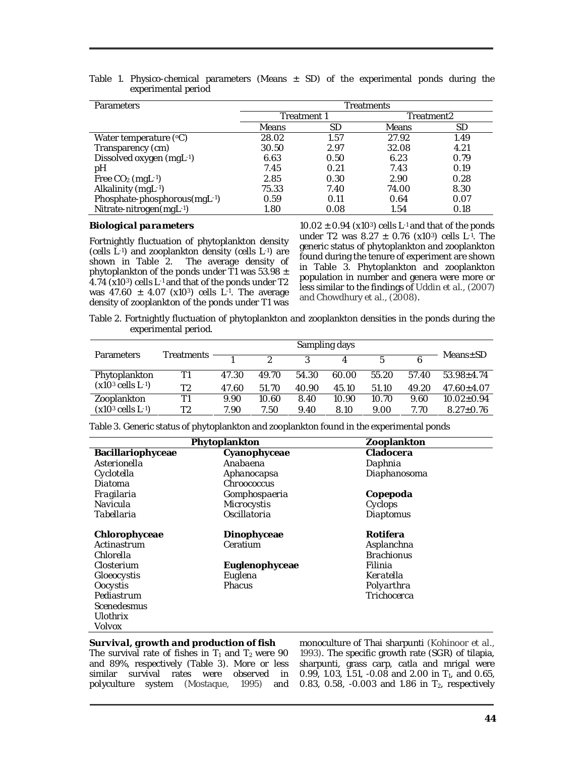Table 1. Physico-chemical parameters (Means ± SD) of the experimental ponds during the experimental period

| Parameters | Treatments | | | |
|---|---|---|---|---|
| | Treatment 1 | | Treatment2 | |
| | Means | SD | Means | SD |
| Water temperature (°C) | 28.02 | 1.57 | 27.92 | 1.49 |
| Transparency (cm) | 30.50 | 2.97 | 32.08 | 4.21 |
| Dissolved oxygen ($mgL^{-1}$) | 6.63 | 0.50 | 6.23 | 0.79 |
| pH | 7.45 | 0.21 | 7.43 | 0.19 |
| Free $CO_2$ ($mgL^{-1}$) | 2.85 | 0.30 | 2.90 | 0.28 |
| Alkalinity ($mgL^{-1}$) | 75.33 | 7.40 | 74.00 | 8.30 |
| Phosphate-phosphorous($mgL^{-1}$) | 0.59 | 0.11 | 0.64 | 0.07 |
| Nitrate-nitrogen($mgL^{-1}$) | 1.80 | 0.08 | 1.54 | 0.18 |

### *Biological parameters*

Fortnightly fluctuation of phytoplankton density (cells $L^{-1}$) and zooplankton density (cells $L^{-1}$) are shown in Table 2. The average density of phytoplankton of the ponds under T1 was 53.98 ± 4.74 ($x10^3$) cells $L^{-1}$ and that of the ponds under T2 was 47.60 ± 4.07 ($x10^3$) cells $L^{-1}$. The average density of zooplankton of the ponds under T1 was 10.02 ± 0.94 ($x10^3$) cells $L^{-1}$ and that of the ponds under T2 was 8.27 ± 0.76 ($x10^3$) cells $L^{-1}$. The generic status of phytoplankton and zooplankton found during the tenure of experiment are shown in Table 3. Phytoplankton and zooplankton population in number and genera were more or less similar to the findings of Uddin et al., (2007) and Chowdhury et al., (2008).

Table 2. Fortnightly fluctuation of phytoplankton and zooplankton densities in the ponds during the experimental period.

| Parameters | Treatments | Sampling days | | | | | | Means±SD |
|---|---|---|---|---|---|---|---|---|
| | | 1 | 2 | 3 | 4 | 5 | 6 | |
| Phytoplankton ($x10^3$ cells $L^{-1}$) | T1 | 47.30 | 49.70 | 54.30 | 60.00 | 55.20 | 57.40 | 53.98±4.74 |
| | T2 | 47.60 | 51.70 | 40.90 | 45.10 | 51.10 | 49.20 | 47.60±4.07 |
| Zooplankton ($x10^3$ cells $L^{-1}$) | T1 | 9.90 | 10.60 | 8.40 | 10.90 | 10.70 | 9.60 | 10.02±0.94 |
| | T2 | 7.90 | 7.50 | 9.40 | 8.10 | 9.00 | 7.70 | 8.27±0.76 |

Table 3. Generic status of phytoplankton and zooplankton found in the experimental ponds

| Phytoplankton | | Zooplankton |
|---|---|---|
| **Bacillariophyceae** | **Cyanophyceae** | **Cladocera** |
| *Asterionella* | *Anabaena* | *Daphnia* |
| *Cyclotella* | *Aphanocapsa* | *Diaphanosoma* |
| *Diatoma* | *Chroococcus* | |
| *Fragilaria* | *Gomphospaeria* | **Copepoda** |
| *Navicula* | *Microcystis* | *Cyclops* |
| *Tabellaria* | *Oscillatoria* | *Diaptomus* |
| | | |
| **Chlorophyceae** | **Dinophyceae** | **Rotifera** |
| *Actinastrum* | *Ceratium* | *Asplanchna* |
| *Chlorella* | | *Brachionus* |
| *Closterium* | **Euglenophyceae** | *Filinia* |
| *Gloeocystis* | *Euglena* | *Keratella* |
| *Oocystis* | *Phacus* | *Polyarthra* |
| *Pediastrum* | | *Trichocerca* |
| *Scenedesmus* | | |
| *Ulothrix* | | |
| *Volvox* | | |

### *Survival, growth and production of fish*

The survival rate of fishes in $T_1$ and $T_2$ were 90 and 89%, respectively (Table 3). More or less similar survival rates were observed in polyculture system (Mostaque, 1995) and monoculture of Thai sharpunti (Kohinoor et al., 1993). The specific growth rate (SGR) of tilapia, sharpunti, grass carp, catla and mrigal were 0.99, 1.03, 1.51, -0.08 and 2.00 in $T_1$, and 0.65, 0.83, 0.58, -0.003 and 1.86 in $T_2$, respectively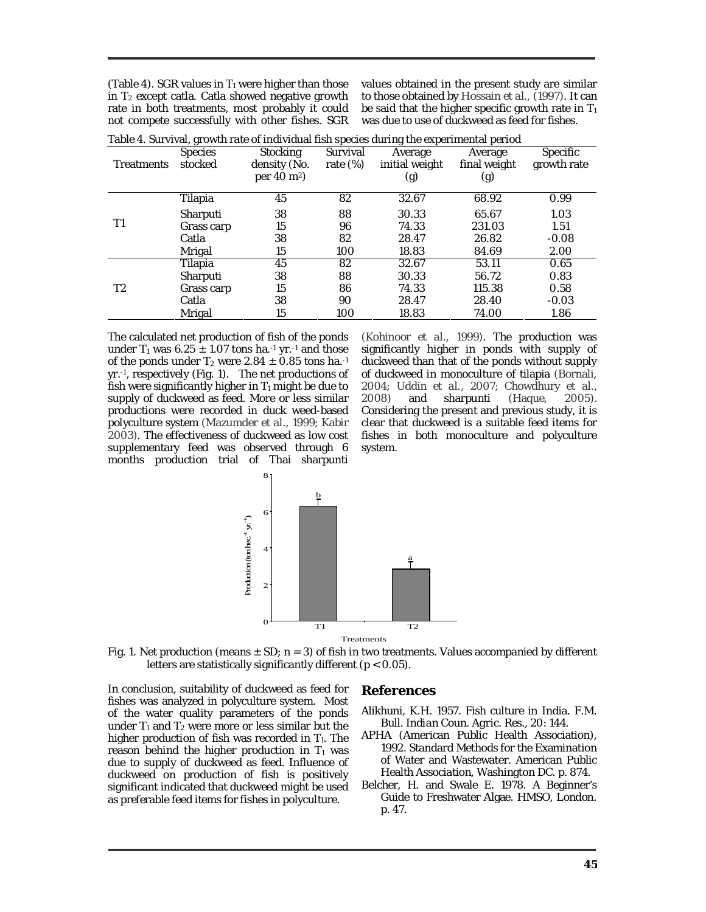(Table 4). SGR values in $T_1$ were higher than those in $T_2$ except catla. Catla showed negative growth rate in both treatments, most probably it could not compete successfully with other fishes. SGR values obtained in the present study are similar to those obtained by Hossain et al., (1997). It can be said that the higher specific growth rate in $T_1$ was due to use of duckweed as feed for fishes.

Table 4. Survival, growth rate of individual fish species during the experimental period

| Treatments | Species stocked | Stocking density (No. per 40 $m^2$) | Survival rate (%) | Average initial weight (g) | Average final weight (g) | Specific growth rate |
|---|---|---|---|---|---|---|
| T1 | Tilapia | 45 | 82 | 32.67 | 68.92 | 0.99 |
| | Sharputi | 38 | 88 | 30.33 | 65.67 | 1.03 |
| | Grass carp | 15 | 96 | 74.33 | 231.03 | 1.51 |
| | Catla | 38 | 82 | 28.47 | 26.82 | -0.08 |
| | Mrigal | 15 | 100 | 18.83 | 84.69 | 2.00 |
| T2 | Tilapia | 45 | 82 | 32.67 | 53.11 | 0.65 |
| | Sharputi | 38 | 88 | 30.33 | 56.72 | 0.83 |
| | Grass carp | 15 | 86 | 74.33 | 115.38 | 0.58 |
| | Catla | 38 | 90 | 28.47 | 28.40 | -0.03 |
| | Mrigal | 15 | 100 | 18.83 | 74.00 | 1.86 |

The calculated net production of fish of the ponds under $T_1$ was $6.25 \pm 1.07$ tons $ha.^{-1}$ $yr.^{-1}$ and those of the ponds under $T_2$ were $2.84 \pm 0.85$ tons $ha.^{-1}$ $yr.^{-1}$, respectively (Fig. 1). The net productions of fish were significantly higher in $T_1$ might be due to supply of duckweed as feed. More or less similar productions were recorded in duck weed-based polyculture system (Mazumder et al., 1999; Kabir 2003). The effectiveness of duckweed as low cost supplementary feed was observed through 6 months production trial of Thai sharpunti (Kohinoor et al., 1999). The production was significantly higher in ponds with supply of duckweed than that of the ponds without supply of duckweed in monoculture of tilapia (Bornali, 2004; Uddin et al., 2007; Chowdhury et al., 2008) and sharpunti (Haque, 2005). Considering the present and previous study, it is clear that duckweed is a suitable feed items for fishes in both monoculture and polyculture system.

Fig. 1. Net production (means ± SD; n = 3) of fish in two treatments. Values accompanied by different letters are statistically significantly different ($p < 0.05$).

In conclusion, suitability of duckweed as feed for fishes was analyzed in polyculture system. Most of the water quality parameters of the ponds under $T_1$ and $T_2$ were more or less similar but the higher production of fish was recorded in $T_1$. The reason behind the higher production in $T_1$ was due to supply of duckweed as feed. Influence of duckweed on production of fish is positively significant indicated that duckweed might be used as preferable feed items for fishes in polyculture.

## References

Alikhuni, K.H. 1957. Fish culture in India. F.M. Bull. *Indian Coun. Agric. Res.*, 20: 144.

APHA (American Public Health Association), 1992. Standard Methods for the Examination of Water and Wastewater. American Public Health Association, Washington DC. p. 874.

Belcher, H. and Swale E. 1978. A Beginner's Guide to Freshwater Algae. HMSO, London. p. 47.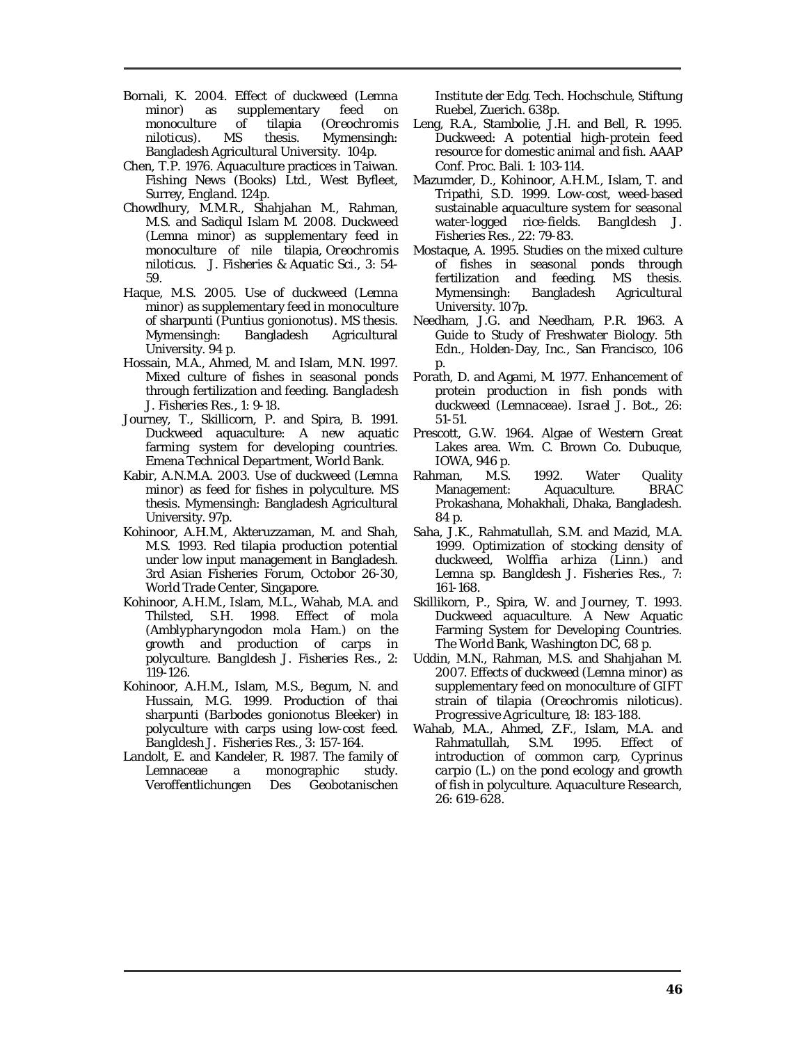Bornali, K. 2004. Effect of duckweed (*Lemna minor*) as supplementary feed on monoculture of tilapia (*Oreochromis niloticus*). MS thesis. Mymensingh: Bangladesh Agricultural University. 104p.

Chen, T.P. 1976. Aquaculture practices in Taiwan. Fishing News (Books) Ltd., West Byfleet, Surrey, England. 124p.

Chowdhury, M.M.R., Shahjahan M., Rahman, M.S. and Sadiqul Islam M. 2008. Duckweed (*Lemna minor*) as supplementary feed in monoculture of nile tilapia, *Oreochromis niloticus*. *J. Fisheries & Aquatic Sci.*, 3: 54-59.

Haque, M.S. 2005. Use of duckweed (*Lemna minor*) as supplementary feed in monoculture of sharpunti (*Puntius gonionotus*). MS thesis. Mymensingh: Bangladesh Agricultural University. 94 p.

Hossain, M.A., Ahmed, M. and Islam, M.N. 1997. Mixed culture of fishes in seasonal ponds through fertilization and feeding. *Bangladesh J. Fisheries Res.*, 1: 9-18.

Journey, T., Skillicorn, P. and Spira, B. 1991. Duckweed aquaculture: A new aquatic farming system for developing countries. Emena Technical Department, World Bank.

Kabir, A.N.M.A. 2003. Use of duckweed (*Lemna minor*) as feed for fishes in polyculture. MS thesis. Mymensingh: Bangladesh Agricultural University. 97p.

Kohinoor, A.H.M., Akteruzzaman, M. and Shah, M.S. 1993. Red tilapia production potential under low input management in Bangladesh. 3rd Asian Fisheries Forum, Octobor 26-30, World Trade Center, Singapore.

Kohinoor, A.H.M., Islam, M.L., Wahab, M.A. and Thilsted, S.H. 1998. Effect of mola (*Amblypharyngodon mola* Ham.) on the growth and production of carps in polyculture. *Bangldesh J. Fisheries Res.*, 2: 119-126.

Kohinoor, A.H.M., Islam, M.S., Begum, N. and Hussain, M.G. 1999. Production of thai sharpunti (*Barbodes gonionotus* Bleeker) in polyculture with carps using low-cost feed. *Bangldesh J. Fisheries Res.*, 3: 157-164.

Landolt, E. and Kandeler, R. 1987. The family of Lemnaceae a monographic study. Veroffentlichungen Des Geobotanischen Institute der Edg. Tech. Hochschule, Stiftung Ruebel, Zuerich. 638p.

Leng, R.A., Stambolie, J.H. and Bell, R. 1995. Duckweed: A potential high-protein feed resource for domestic animal and fish. AAAP Conf. Proc. Bali. 1: 103-114.

Mazumder, D., Kohinoor, A.H.M., Islam, T. and Tripathi, S.D. 1999. Low-cost, weed-based sustainable aquaculture system for seasonal water-logged rice-fields. *Bangldesh J. Fisheries Res.*, 22: 79-83.

Mostaque, A. 1995. Studies on the mixed culture of fishes in seasonal ponds through fertilization and feeding. MS thesis. Mymensingh: Bangladesh Agricultural University. 107p.

Needham, J.G. and Needham, P.R. 1963. A Guide to Study of Freshwater Biology. 5th Edn., Holden-Day, Inc., San Francisco, 106 p.

Porath, D. and Agami, M. 1977. Enhancement of protein production in fish ponds with duckweed (*Lemnaceae*). *Israel J. Bot.*, 26: 51-51.

Prescott, G.W. 1964. Algae of Western Great Lakes area. Wm. C. Brown Co. Dubuque, IOWA, 946 p.

Rahman, M.S. 1992. Water Quality Management: Aquaculture. BRAC Prokashana, Mohakhali, Dhaka, Bangladesh. 84 p.

Saha, J.K., Rahmatullah, S.M. and Mazid, M.A. 1999. Optimization of stocking density of duckweed, *Wolffia arhiza* (Linn.) and *Lemna* sp. *Bangldesh J. Fisheries Res.*, 7: 161-168.

Skillikorn, P., Spira, W. and Journey, T. 1993. Duckweed aquaculture. A New Aquatic Farming System for Developing Countries. The World Bank, Washington DC, 68 p.

Uddin, M.N., Rahman, M.S. and Shahjahan M. 2007. Effects of duckweed (*Lemna minor*) as supplementary feed on monoculture of GIFT strain of tilapia (*Oreochromis niloticus*). *Progressive Agriculture*, 18: 183-188.

Wahab, M.A., Ahmed, Z.F., Islam, M.A. and Rahmatullah, S.M. 1995. Effect of introduction of common carp, *Cyprinus carpio* (L.) on the pond ecology and growth of fish in polyculture. *Aquaculture Research*, 26: 619-628.